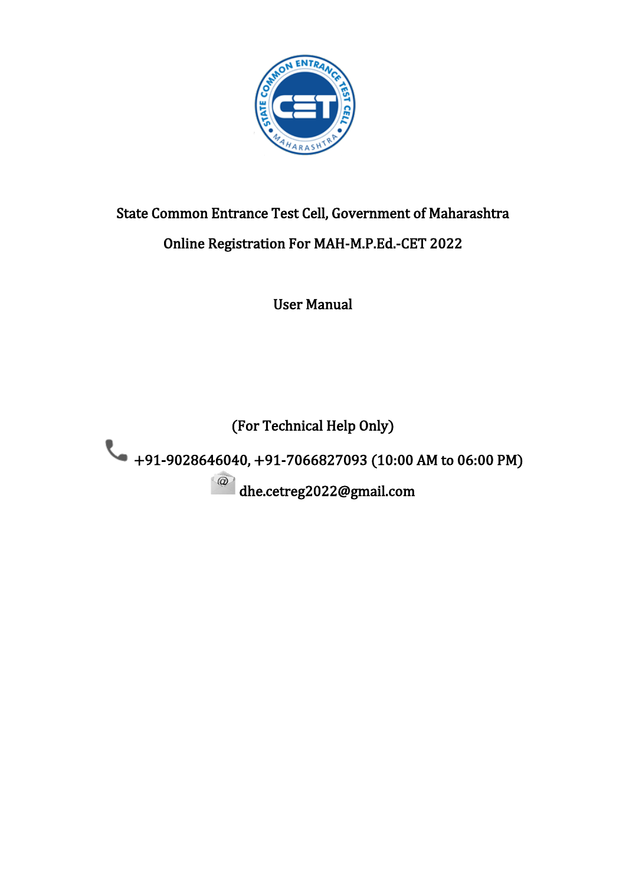State Common Entrance Test Cell, Government of Maharashtra

Online Registration For MAH-M.P.Ed.-CET 2022

# User Manual

(For Technical Help Only)

+91-9028646040, +91-7066827093 (10:00 AM to 06:00 PM)

dhe.cetreg2022@gmail.com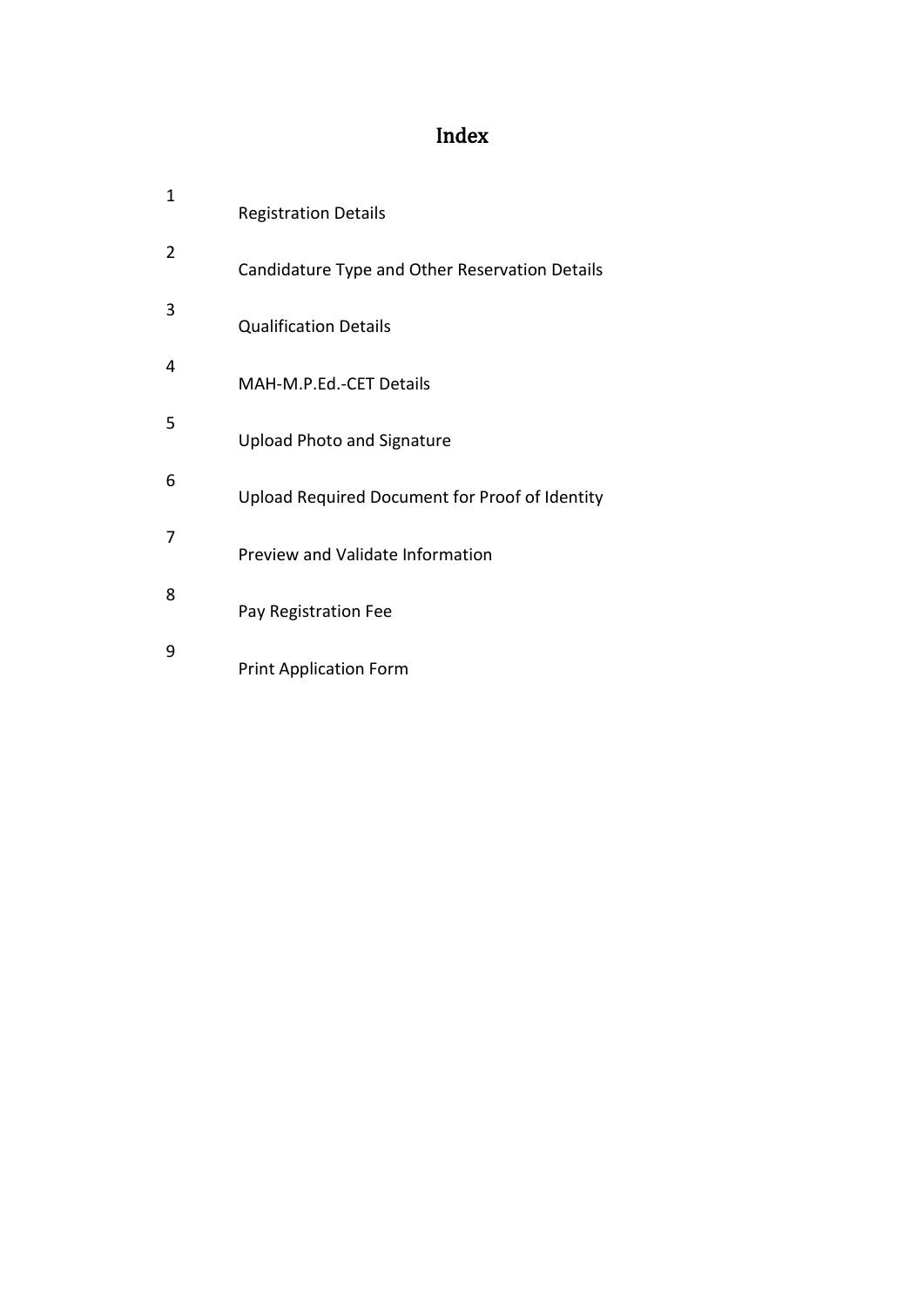# Index

| | |
|---|---|
| 1 | Registration Details |
| 2 | Candidature Type and Other Reservation Details |
| 3 | Qualification Details |
| 4 | MAH-M.P.Ed.-CET Details |
| 5 | Upload Photo and Signature |
| 6 | Upload Required Document for Proof of Identity |
| 7 | Preview and Validate Information |
| 8 | Pay Registration Fee |
| 9 | Print Application Form |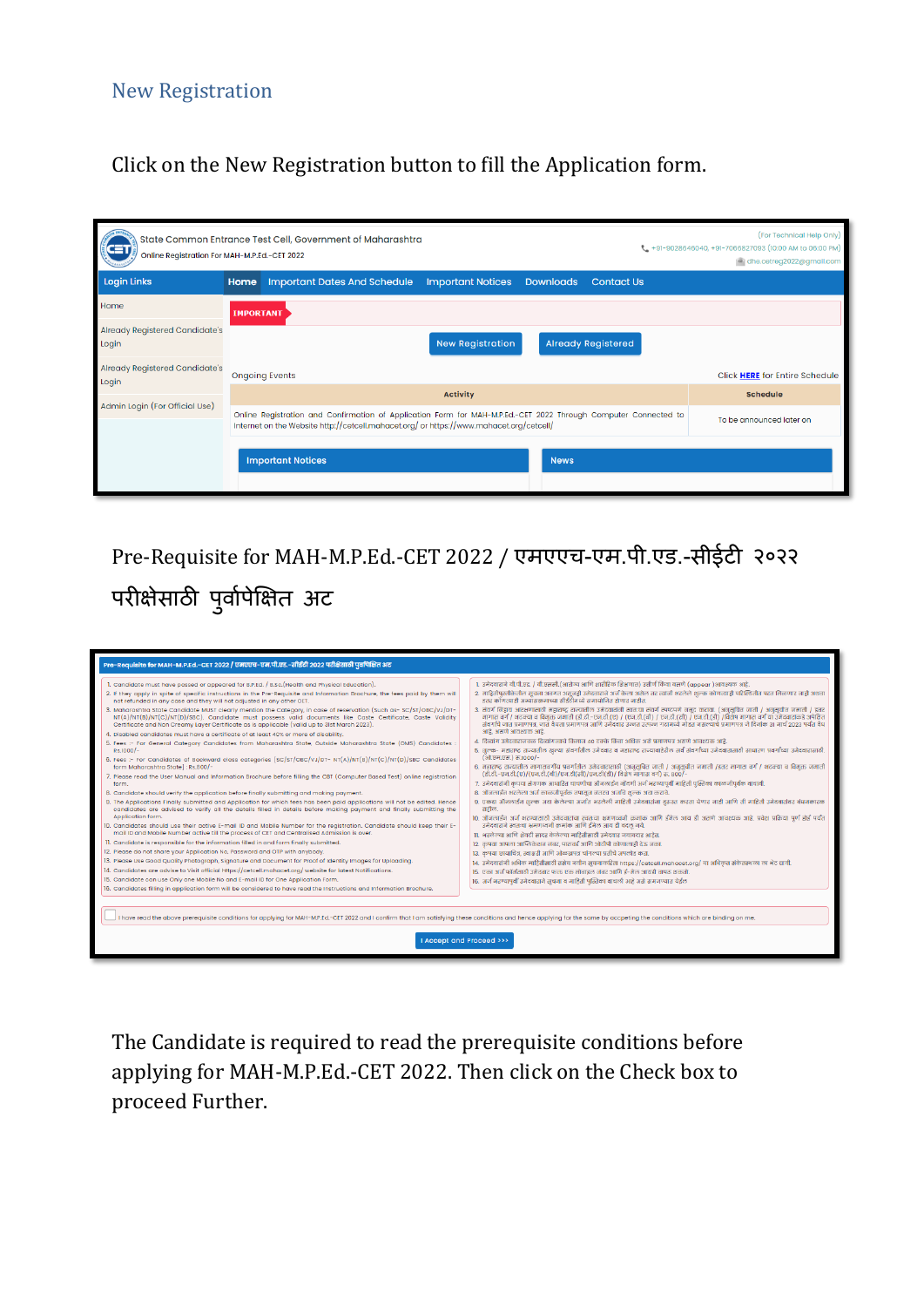## New Registration

Click on the New Registration button to fill the Application form.

State Common Entrance Test Cell, Government of Maharashtra
Online Registration For MAH-M.P.Ed.-CET 2022

(For Technical Help Only)
+91-9028646040, +91-7066827093 (10:00 AM to 06:00 PM)
dhe.cetreg2022@gmail.com

Login Links | Home | Important Dates And Schedule | Important Notices | Downloads | Contact Us

Home
Already Registered Candidate's Login
Already Registered Candidate's Login
Admin Login (For Official Use)

IMPORTANT

New Registration | Already Registered

Ongoing Events — Click HERE for Entire Schedule

| Activity | Schedule |
|---|---|
| Online Registration and Confirmation of Application Form for MAH-M.P.Ed.-CET 2022 Through Computer Connected to Internet on the Website http://cetcell.mahacet.org/ or https://www.mahacet.org/cetcell/ | To be announced later on |

Important Notices | News

## Pre-Requisite for MAH-M.P.Ed.-CET 2022 / एमएएच-एम.पी.एड.-सीईटी २०२२ परीक्षेसाठी पुर्वापेक्षित अट

Pre-Requisite for MAH-M.P.Ed.-CET 2022 / एमएएच-एम.पी.एड.-सीईटी 2022 परीक्षेसाठी पुर्वापेक्षित अट

1. Candidate must have passed or appeared for B.P.Ed. / B.Sc.(Health and Physical Education).
2. If they apply in spite of specific instructions in the Pre-Requisite and Information Brochure, the fees paid by them will not refunded in any case and they will not adjusted in any other CET.
3. Maharashtra State Candidate MUST clearly mention the Category, in case of reservation (such as- SC/ST/OBC/VJ/DT-NT(A)/NT(B)/NT(C)/NT(D)/SBC). Candidate must possess valid documents like Caste Certificate, Caste Validity Certificate and Non Creamy Layer Certificate as is applicable (valid up to 31st March 2023).
4. Disabled candidates must have a certificate of at least 40% or more of disability.
5. Fees :- For General Category Candidates from Maharashtra State, Outside Maharashtra State (OMS) Candidates : Rs.1000/-
6. Fees :- For Candidates of backward class categories [SC/ST/OBC/VJ/DT-NT(A)/NT(B)/NT(C)/NT(D)/SBC Candidates form Maharashtra State] : Rs.800/-
7. Please read the User Manual and Information Brochure before filling the CBT (Computer Based Test) online registration form.
8. Candidate should verify the application before finally submitting and making payment.
9. The Applications finally submitted and Application for which fees has been paid applications will not be edited. Hence candidates are advised to verify all the details filled in details before making payment and finally submitting the Application form.
10. Candidates should use their active E-mail ID and Mobile Number for the registration. Candidate should keep their E-mail ID and Mobile Number active till the process of CET and Centralised Admission is over.
11. Candidate is responsible for the information filled in and form finally submitted.
12. Please do not share your Application No, Password and OTP with anybody.
13. Please Use Good Quality Photograph, Signature and Document for Proof of Identity images for uploading.
14. Candidates are advise to Visit official https://cetcell.mahacet.org/ website for latest Notifications.
15. Candidate can use Only one Mobile No and E-mail ID for One Application Form.
16. Candidates filling in application form will be considered to have read the instructions and Information Brochure.

1. उमेदवाराने बी.पी.एड. / बी.एससी.(आरोग्य आणि शारीरिक शिक्षण) उत्तीर्ण किंवा प्रविष्ट (appear) असणे आवश्यक आहे.
2. माहितीपुस्तिकेतील सूचना जाणून न घेता उमेदवाराने अर्ज केला असेल तर त्याने भरलेले शुल्क कोणत्याही परिस्थितीत परत मिळणार नाही तसेच इतर कोणत्याही सीईटीमध्ये समायोजित होणार नाही.
3. महाराष्ट्र राज्यातील उमेदवाराने आरक्षणाचा प्रवर्ग (अनुसूचित जाती / अनुसूचित जमाती / इतर मागास वर्ग / विमुक्त जाती व भटक्या जमाती (अ)/(ब)/(क)/(ड) / विशेष मागास प्रवर्ग) स्पष्टपणे नमूद करावा. उमेदवाराकडे लागू असल्याप्रमाणे जात प्रमाणपत्र, जात वैधता प्रमाणपत्र आणि उन्नत व प्रगत गटात मोडत नसल्याचे प्रमाणपत्र (दि. 31 मार्च 2023 पर्यंत वैध) असणे आवश्यक आहे.
4. दिव्यांग उमेदवाराकडे किमान 40 टक्के किंवा अधिक अपंगत्वाचे प्रमाणपत्र असणे आवश्यक आहे.
5. शुल्क- महाराष्ट्र राज्यातील खुल्या प्रवर्गातील उमेदवार व महाराष्ट्र राज्याबाहेरील (ओ.एम.एस.) उमेदवारांसाठी रु.1000/-
6. महाराष्ट्र राज्यातील मागासवर्गीय प्रवर्गातील उमेदवारांसाठी (अनुसूचित जाती / अनुसूचित जमाती / इतर मागास वर्ग / विमुक्त जाती व भटक्या जमाती (अ)/(ब)/(क)/(ड) / विशेष मागास प्रवर्ग) रु. 800/-
7. उमेदवारांनी कृपया संगणक आधारित परीक्षेचा ऑनलाईन नोंदणी अर्ज भरण्यापूर्वी माहिती पुस्तिका काळजीपूर्वक वाचावी.
8. ऑनलाईन भरलेला अर्ज काळजीपूर्वक तपासून अंतिमरित्या सादर करावा आणि शुल्क भरावे.
9. एकदा ऑनलाईन शुल्क जमा केल्यावर अर्जात भरलेली माहिती उमेदवारांना दुरुस्त करता येणार नाही आणि त्यामुळे उमेदवारांनी काळजीपूर्वक अर्ज भरावा.
10. ऑनलाईन अर्ज भरण्यासाठी उमेदवारांचा स्वतःचा ई-मेल आयडी आणि मोबाईल क्रमांक असणे आवश्यक आहे. प्रवेश प्रक्रिया पूर्ण होई पर्यंत उमेदवाराने त्याचा मोबाईल क्रमांक आणि ई-मेल आयडी बदलू नये.
11. भरलेल्या आणि सादर केलेल्या माहितीसाठी उमेदवार जबाबदार आहेत.
12. कृपया आपला अर्ज क्रमांक, पासवर्ड आणि ओटीपी कोणालाही देऊ नका.
13. कृपया छायाचित्र, स्वाक्षरी आणि ओळखपत्र चांगल्या प्रतीचे अपलोड करा.
14. उमेदवारांनी अधिक माहितीसाठी सक्षम प्राधिकरणाच्या https://cetcell.mahacet.org/ या अधिकृत संकेतस्थळाला भेट द्यावी.
15. एका अर्ज करिता एकच मोबाईल क्रमांक आणि एकच ई-मेल आयडी वापरता येईल.
16. अर्ज भरणाऱ्या उमेदवाराने सूचना व माहिती पुस्तिका वाचली आहे असे समजण्यात येईल.

☐ I have read the above prerequisite conditions for applying for MAH-M.P.Ed.-CET 2022 and I confirm that I am satisfying these conditions and hence applying for the same by accepting the conditions which are binding on me.

I Accept and Proceed >>>

The Candidate is required to read the prerequisite conditions before applying for MAH-M.P.Ed.-CET 2022. Then click on the Check box to proceed Further.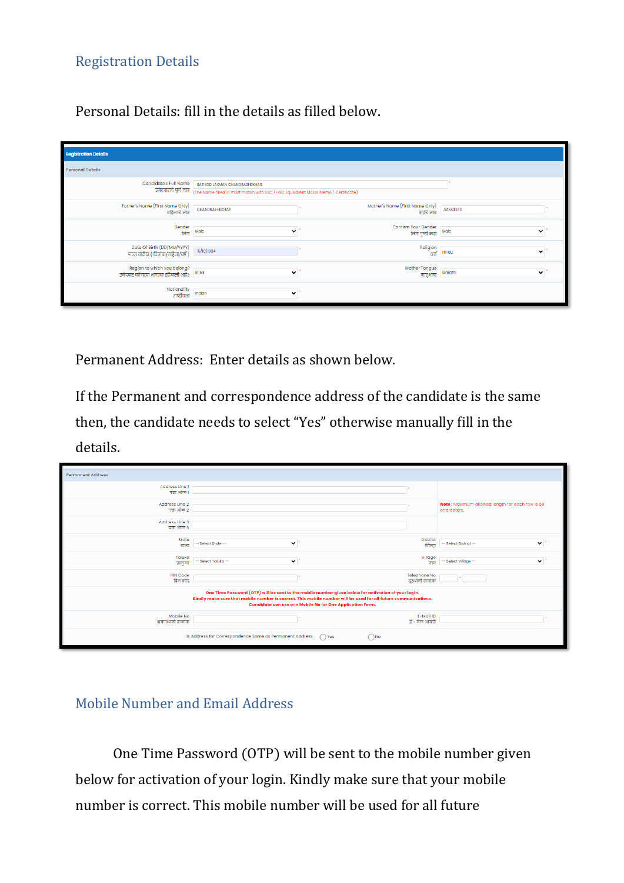## Registration Details

Personal Details: fill in the details as filled below.

| Registration Details | | | |
|---|---|---|---|
| Personal Details | | | |
| Candidate's Full Name उमेदवाराचे पूर्ण नाव | RATHOD LAXMAN CHANDRASHEKHAR (The Name filled in must match with SSC / HSC Equivalent Marks Memo / Certificate) | | |
| Father's Name (First Name Only) वडिलांचे नाव | CHANDRASHEKHAR | Mother's Name (First Name Only) आईचे नाव | SANGEETA |
| Gender लिंग | Male | Confirm Your Gender लिंग पुष्टी करा | Male |
| Date Of Birth (DD/MM/YYYY) जन्म तारीख ( दिनांक/महिना/वर्ष ) | 15/10/1994 | Religion धर्म | Hindu |
| Region to which you belong? उमेदवार कोणत्या भागाचा रहिवासी आहे? | Rural | Mother Tongue मातृभाषा | Marathi |
| Nationality राष्ट्रीयत्व | Indian | | |

Permanent Address: Enter details as shown below.

If the Permanent and correspondence address of the candidate is the same then, the candidate needs to select "Yes" otherwise manually fill in the details.

| Permanent Address | | | |
|---|---|---|---|
| Address Line 1 पत्ता ओळ 1 | | | |
| Address Line 2 पत्ता ओळ 2 | | **Note :** Maximum allowed length for each row is 50 characters. | |
| Address Line 3 पत्ता ओळ 3 | | | |
| State राज्य | -- Select State -- | District जिल्हा | -- Select District -- |
| Taluka तालुका | -- Select Taluka -- | Village गाव | -- Select Village -- |
| PIN Code पिन कोड | | Telephone No दूरध्वनी क्रमांक | - |
| One Time Password (OTP) will be sent to the mobile number given below for activation of your login. Kindly make sure that mobile number is correct. This mobile number will be used for all future communications. Candidate can use one Mobile No for One Application Form. | | | |
| Mobile No भ्रमणध्वनी क्रमांक | | E-Mail ID ई - मेल आयडी | |
| Is Address for Correspondence Same as Permanent Address | ○ Yes | ○ No | |

## Mobile Number and Email Address

One Time Password (OTP) will be sent to the mobile number given below for activation of your login. Kindly make sure that your mobile number is correct. This mobile number will be used for all future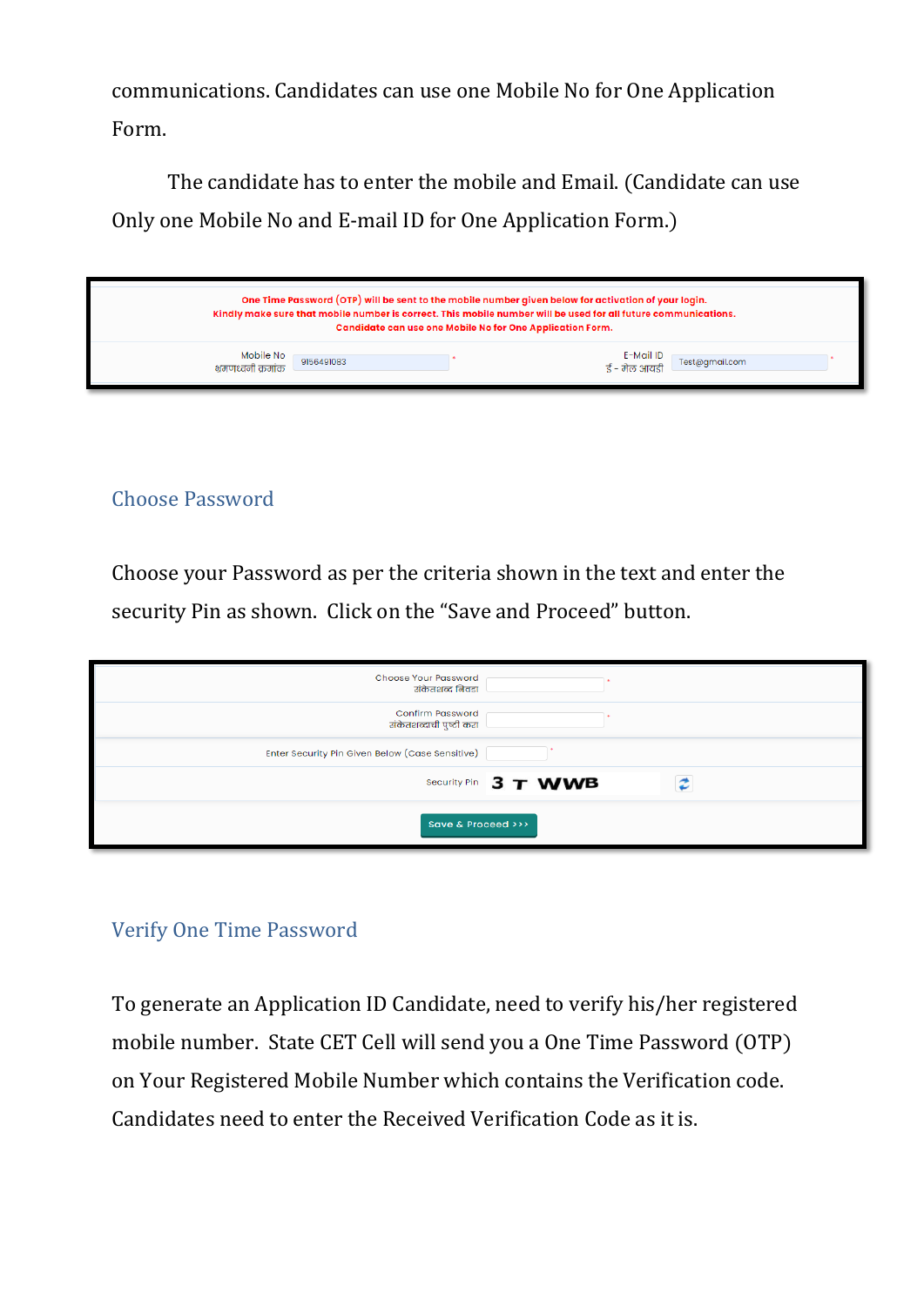communications. Candidates can use one Mobile No for One Application Form.

The candidate has to enter the mobile and Email. (Candidate can use Only one Mobile No and E-mail ID for One Application Form.)

One Time Password (OTP) will be sent to the mobile number given below for activation of your login.
Kindly make sure that mobile number is correct. This mobile number will be used for all future communications.
Candidate can use one Mobile No for One Application Form.

| Mobile No भ्रमणध्वनी क्रमांक | 9156491083 * | E-Mail ID ई - मेल आयडी | Test@gmail.com * |
|---|---|---|---|

## Choose Password

Choose your Password as per the criteria shown in the text and enter the security Pin as shown. Click on the "Save and Proceed" button.

| | |
|---|---|
| Choose Your Password संकेतशब्द निवडा | * |
| Confirm Password संकेतशब्दाची पुष्टी करा | * |
| Enter Security Pin Given Below (Case Sensitive) | * |
| Security Pin | 3 T WWB |

Save & Proceed >>>

## Verify One Time Password

To generate an Application ID Candidate, need to verify his/her registered mobile number. State CET Cell will send you a One Time Password (OTP) on Your Registered Mobile Number which contains the Verification code. Candidates need to enter the Received Verification Code as it is.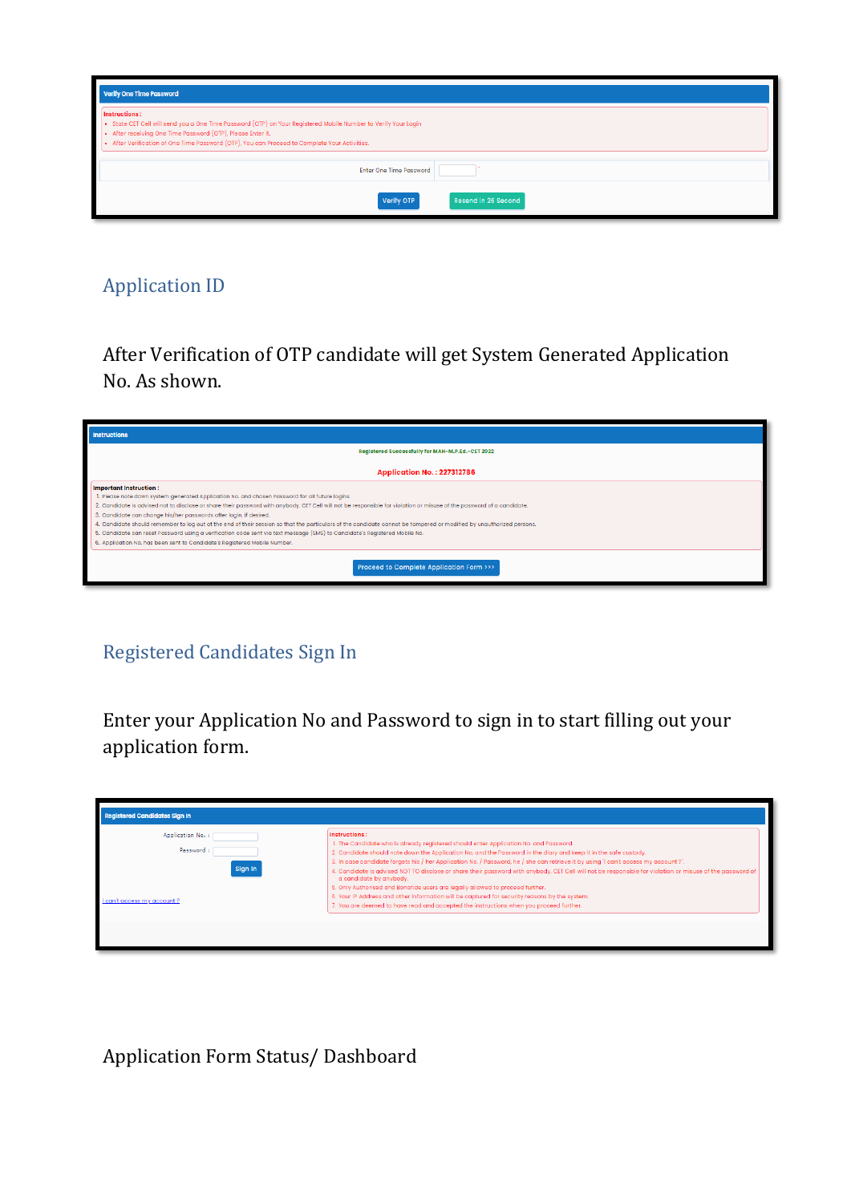**Verify One Time Password**

**Instructions :**

- State CET Cell will send you a One Time Password (OTP) on Your Registered Mobile Number to Verify Your Login.
- After receiving One Time Password (OTP), Please Enter it.
- After Verification of One Time Password (OTP), You can Proceed to Complete Your Activities.

Enter One Time Password

Verify OTP | Resend in 26 Second

## Application ID

After Verification of OTP candidate will get System Generated Application No. As shown.

**Instructions**

Registered Successfully for MAH-M.P.Ed.-CET 2022

**Application No. : 227312786**

**Important Instruction :**

1. Please note down system generated Application No. and chosen Password for all future logins.
2. Candidate is advised not to disclose or share their password with anybody. CET Cell will not be responsible for violation or misuse of the password of a candidate.
3. Candidate can change his/her passwords after login, if desired.
4. Candidate should remember to log out at the end of their session so that the particulars of the candidate cannot be tempered or modified by unauthorized persons.
5. Candidate can reset Password using a verification code sent via text message (SMS) to Candidate's Registered Mobile No.
6. Application No. has been sent to Candidate's Registered Mobile Number.

Proceed to Complete Application Form >>>

## Registered Candidates Sign In

Enter your Application No and Password to sign in to start filling out your application form.

**Registered Candidates Sign In**

Application No. :

Password :

Sign In

I can't access my account ?

**Instructions :**

1. The Candidate who is already registered should enter Application No. and Password.
2. Candidate should note down the Application No. and the Password in the diary and keep it in the safe custody.
3. In case candidate forgets his / her Application No. / Password, he / she can retrieve it by using 'I can't access my account ?'.
4. Candidate is advised NOT TO disclose or share their password with anybody. CET Cell will not be responsible for violation or misuse of the password of a candidate by anybody.
5. Only Authorised and Bonafide users are legally allowed to proceed further.
6. Your IP Address and other information will be captured for security reasons by the system.
7. You are deemed to have read and accepted the instructions when you proceed further.

## Application Form Status/ Dashboard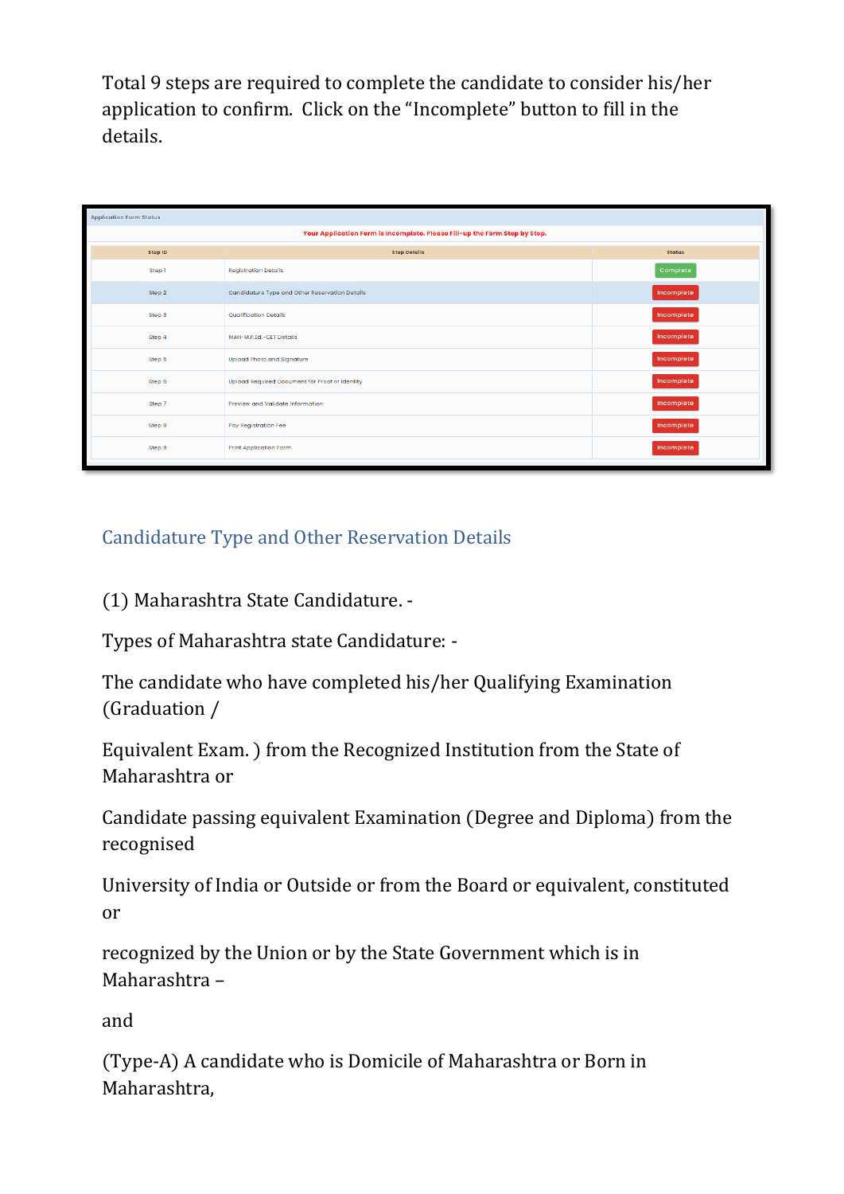Total 9 steps are required to complete the candidate to consider his/her application to confirm. Click on the "Incomplete" button to fill in the details.

Application Form Status

Your Application Form is Incomplete. Please Fill-up the Form Step by Step.

| Step ID | Step Details | Status |
|---|---|---|
| Step 1 | Registration Details | Complete |
| Step 2 | Candidature Type and Other Reservation Details | Incomplete |
| Step 3 | Qualification Details | Incomplete |
| Step 4 | MAH-M.P.Ed.-CET Details | Incomplete |
| Step 5 | Upload Photo and Signature | Incomplete |
| Step 6 | Upload Required Document for Proof of Identity | Incomplete |
| Step 7 | Preview and Validate Information | Incomplete |
| Step 8 | Pay Registration Fee | Incomplete |
| Step 9 | Print Application Form | Incomplete |

## Candidature Type and Other Reservation Details

(1) Maharashtra State Candidature. -

Types of Maharashtra state Candidature: -

The candidate who have completed his/her Qualifying Examination (Graduation /

Equivalent Exam. ) from the Recognized Institution from the State of Maharashtra or

Candidate passing equivalent Examination (Degree and Diploma) from the recognised

University of India or Outside or from the Board or equivalent, constituted or

recognized by the Union or by the State Government which is in Maharashtra –

and

(Type-A) A candidate who is Domicile of Maharashtra or Born in Maharashtra,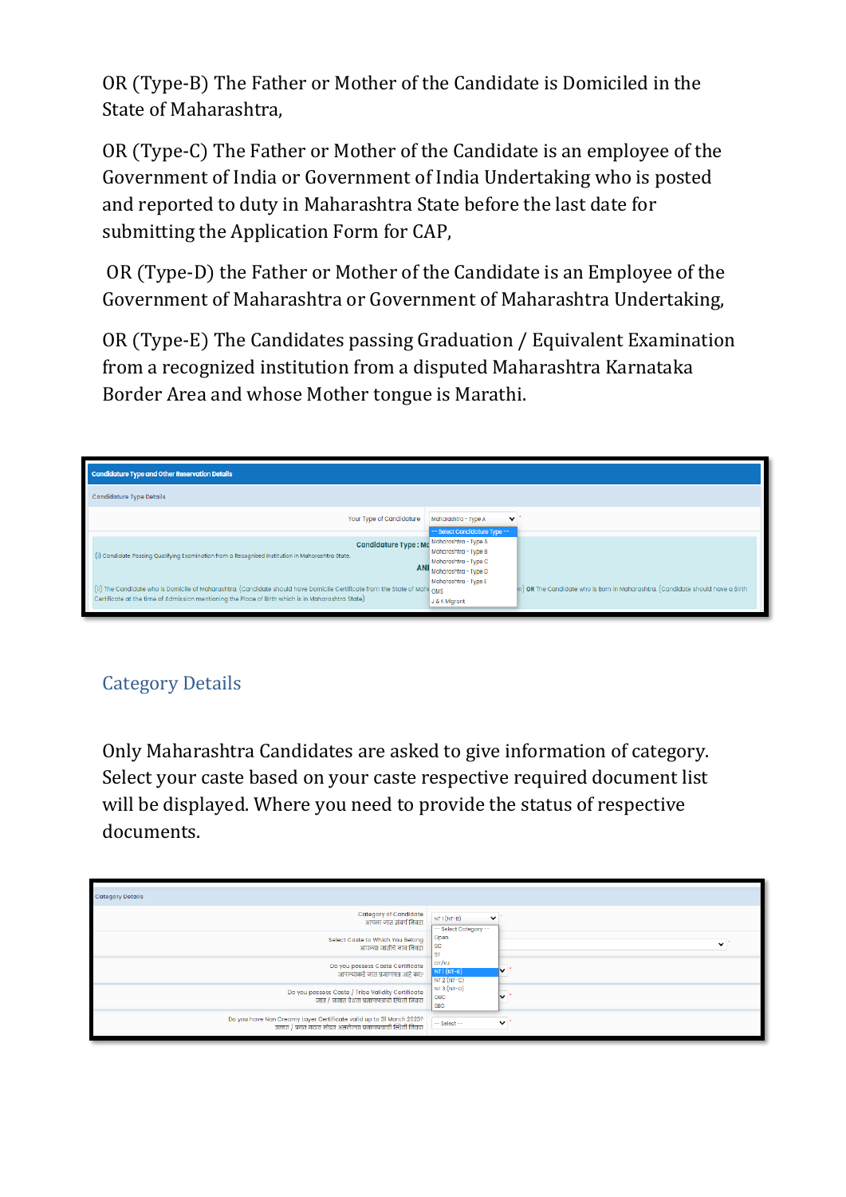OR (Type-B) The Father or Mother of the Candidate is Domiciled in the State of Maharashtra,

OR (Type-C) The Father or Mother of the Candidate is an employee of the Government of India or Government of India Undertaking who is posted and reported to duty in Maharashtra State before the last date for submitting the Application Form for CAP,

OR (Type-D) the Father or Mother of the Candidate is an Employee of the Government of Maharashtra or Government of Maharashtra Undertaking,

OR (Type-E) The Candidates passing Graduation / Equivalent Examination from a recognized institution from a disputed Maharashtra Karnataka Border Area and whose Mother tongue is Marathi.

## Category Details

Only Maharashtra Candidates are asked to give information of category. Select your caste based on your caste respective required document list will be displayed. Where you need to provide the status of respective documents.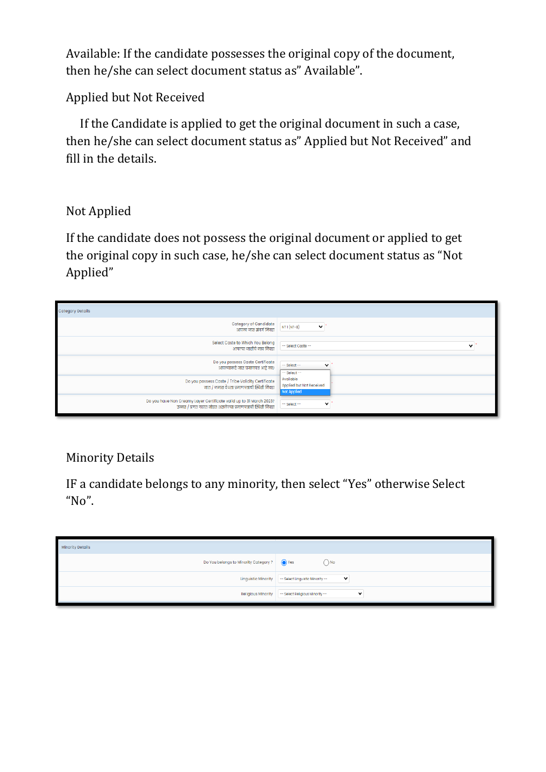Available: If the candidate possesses the original copy of the document, then he/she can select document status as" Available".

Applied but Not Received

If the Candidate is applied to get the original document in such a case, then he/she can select document status as" Applied but Not Received" and fill in the details.

Not Applied

If the candidate does not possess the original document or applied to get the original copy in such case, he/she can select document status as "Not Applied"

| Category Details | |
|---|---|
| Category of Candidate<br>आपला जात प्रवर्ग निवडा | NT I (NT-B) * |
| Select Caste to Which You Belong<br>आपल्या जातीचे नाव निवडा | -- Select Caste -- * |
| Do you possess Caste Certificate<br>आपल्याकडे जात प्रमाणपत्र आहे का? | -- Select -- *<br>-- Select --<br>Available<br>Applied but Not Received<br>Not Applied |
| Do you possess Caste / Tribe Validity Certificate<br>जात / जमात वैधता प्रमाणपत्राची स्थिती निवडा | |
| Do you have Non Creamy Layer Certificate valid up to 31 March 2023?<br>उन्नत / प्रगत गटात मोडत नसल्याच्या प्रमाणपत्राची स्थिती निवडा | -- Select -- * |

Minority Details

IF a candidate belongs to any minority, then select "Yes" otherwise Select "No".

| Minority Details | |
|---|---|
| Do You belongs to Minority Category ? | (•) Yes ( ) No |
| Linguistic Minority | -- Select Linguistic Minority -- |
| Religious Minority | -- Select Religious Minority -- |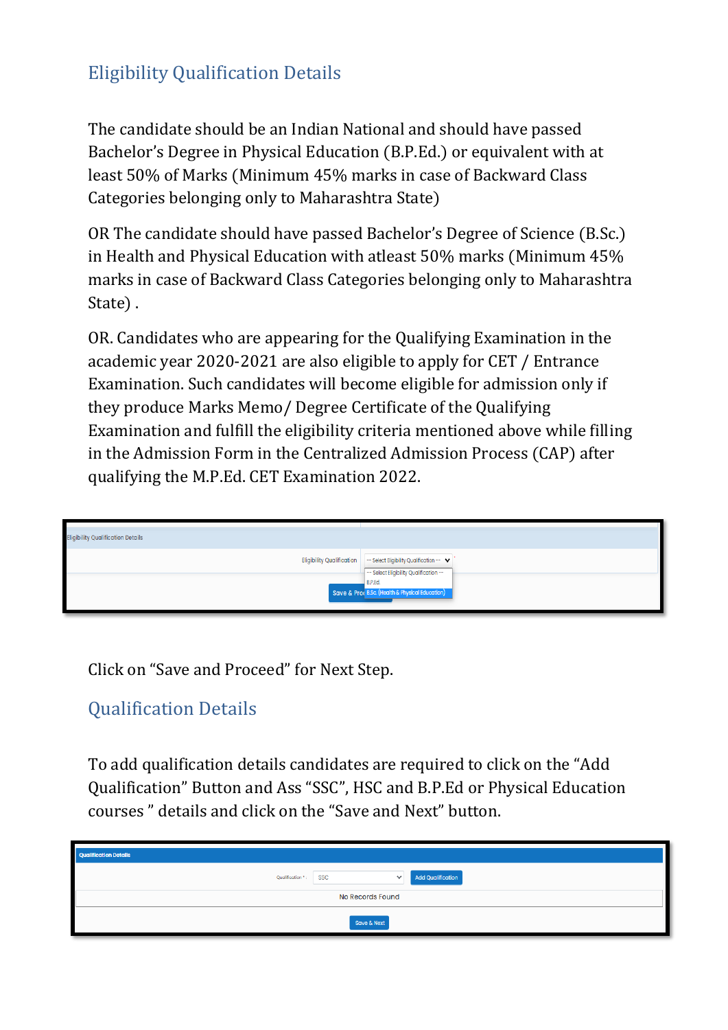## Eligibility Qualification Details

The candidate should be an Indian National and should have passed Bachelor's Degree in Physical Education (B.P.Ed.) or equivalent with at least 50% of Marks (Minimum 45% marks in case of Backward Class Categories belonging only to Maharashtra State)

OR The candidate should have passed Bachelor's Degree of Science (B.Sc.) in Health and Physical Education with atleast 50% marks (Minimum 45% marks in case of Backward Class Categories belonging only to Maharashtra State) .

OR. Candidates who are appearing for the Qualifying Examination in the academic year 2020-2021 are also eligible to apply for CET / Entrance Examination. Such candidates will become eligible for admission only if they produce Marks Memo/ Degree Certificate of the Qualifying Examination and fulfill the eligibility criteria mentioned above while filling in the Admission Form in the Centralized Admission Process (CAP) after qualifying the M.P.Ed. CET Examination 2022.

Click on "Save and Proceed" for Next Step.

## Qualification Details

To add qualification details candidates are required to click on the "Add Qualification" Button and Ass "SSC", HSC and B.P.Ed or Physical Education courses " details and click on the "Save and Next" button.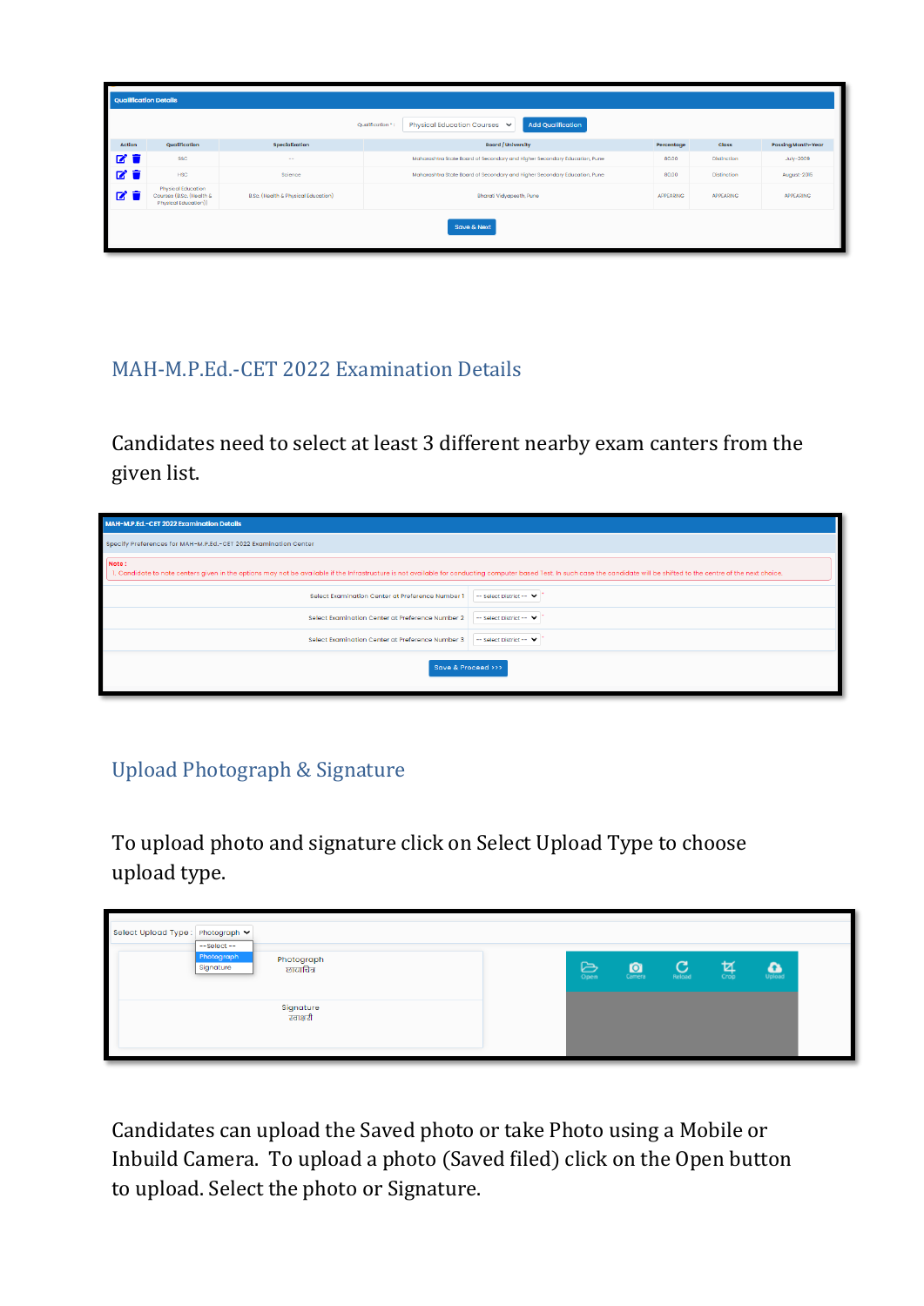## MAH-M.P.Ed.-CET 2022 Examination Details

Candidates need to select at least 3 different nearby exam canters from the given list.

## Upload Photograph & Signature

To upload photo and signature click on Select Upload Type to choose upload type.

Candidates can upload the Saved photo or take Photo using a Mobile or Inbuild Camera. To upload a photo (Saved filed) click on the Open button to upload. Select the photo or Signature.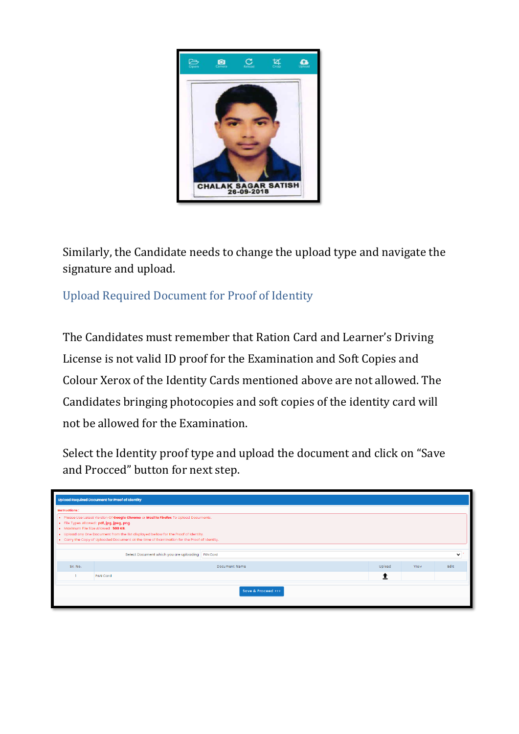Similarly, the Candidate needs to change the upload type and navigate the signature and upload.

## Upload Required Document for Proof of Identity

The Candidates must remember that Ration Card and Learner's Driving License is not valid ID proof for the Examination and Soft Copies and Colour Xerox of the Identity Cards mentioned above are not allowed. The Candidates bringing photocopies and soft copies of the identity card will not be allowed for the Examination.

Select the Identity proof type and upload the document and click on "Save and Procced" button for next step.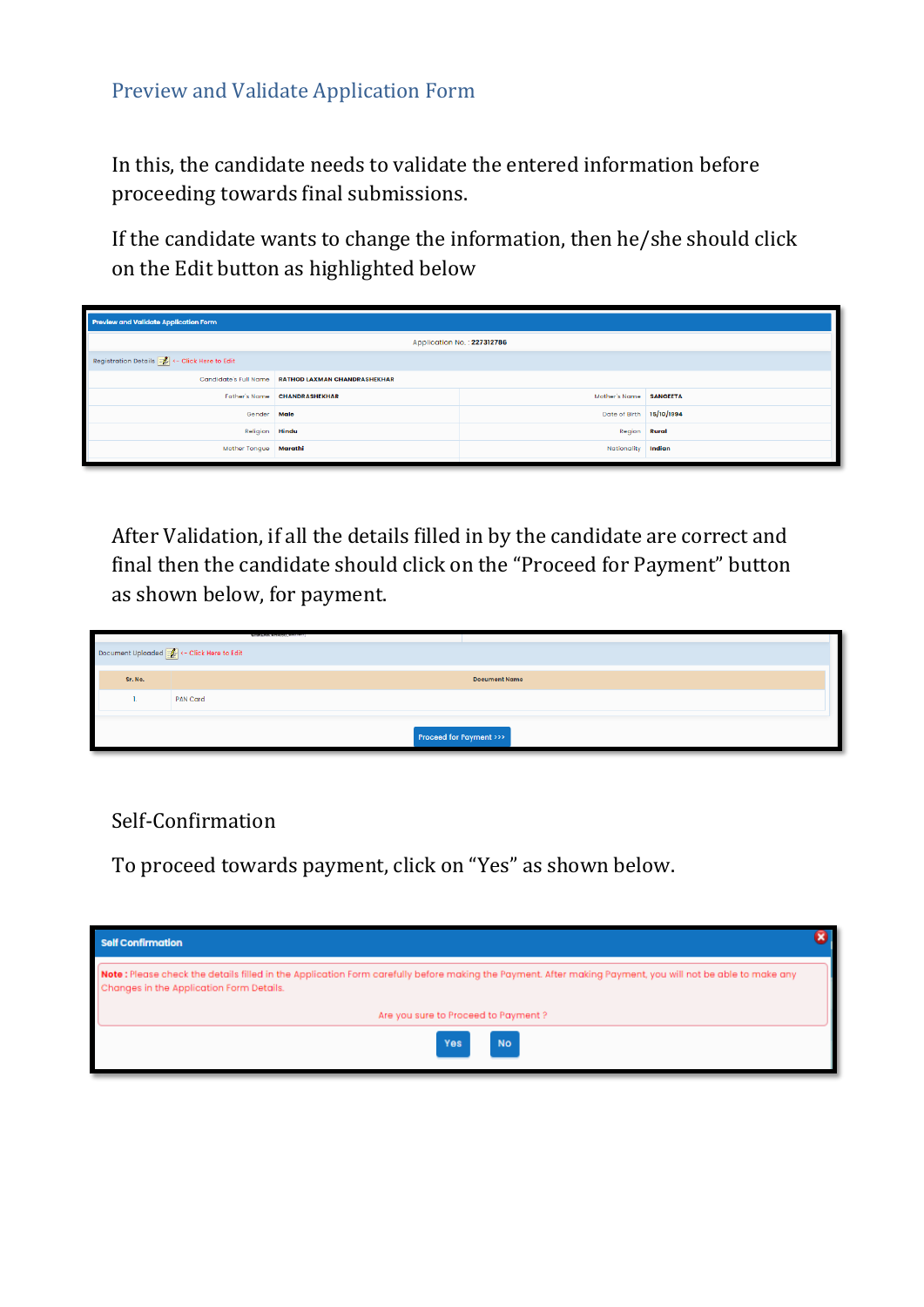## Preview and Validate Application Form

In this, the candidate needs to validate the entered information before proceeding towards final submissions.

If the candidate wants to change the information, then he/she should click on the Edit button as highlighted below

**Preview and Validate Application Form**

Application No. : 227312786

Registration Details <-- Click Here to Edit

| | | | |
|---|---|---|---|
| Candidate's Full Name | RATHOD LAXMAN CHANDRASHEKHAR | | |
| Father's Name | CHANDRASHEKHAR | Mother's Name | SANGEETA |
| Gender | Male | Date of Birth | 15/10/1994 |
| Religion | Hindu | Region | Rural |
| Mother Tongue | Marathi | Nationality | Indian |

After Validation, if all the details filled in by the candidate are correct and final then the candidate should click on the "Proceed for Payment" button as shown below, for payment.

Document Uploaded <-- Click Here to Edit

| Sr. No. | Document Name |
|---|---|
| 1 | PAN Card |

Proceed for Payment >>>

Self-Confirmation

To proceed towards payment, click on "Yes" as shown below.

**Self Confirmation**

**Note :** Please check the details filled in the Application Form carefully before making the Payment. After making Payment, you will not be able to make any Changes in the Application Form Details.

Are you sure to Proceed to Payment ?

Yes No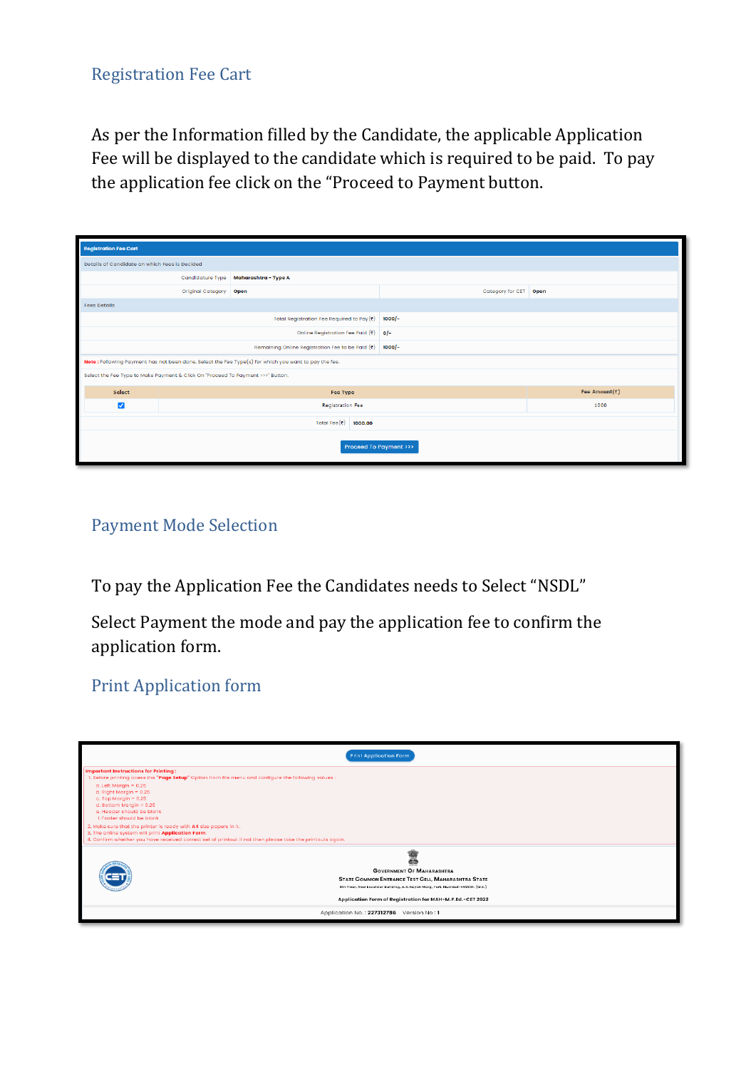## Registration Fee Cart

As per the Information filled by the Candidate, the applicable Application Fee will be displayed to the candidate which is required to be paid. To pay the application fee click on the "Proceed to Payment button.

Registration Fee Cart

Details of Candidate on which Fees is Decided

| | | | |
|---|---|---|---|
| Candidature Type | Maharashtra – Type A | | |
| Original Category | Open | Category for CET | Open |

Fees Details

| | |
|---|---|
| Total Registration Fee Required to Pay (₹) | 1000/- |
| Online Registration Fee Paid (₹) | 0/- |
| Remaining Online Registration Fee to be Paid (₹) | 1000/- |

**Note :** Following Payment has not been done. Select the Fee Type(s) for which you want to pay the fee.

Select the Fee Type to Make Payment & Click On "Proceed To Payment >>>" Button.

| Select | Fee Type | Fee Amount(₹) |
|---|---|---|
| ☑ | Registration Fee | 1000 |

Total Fee(₹) 1000.00

Proceed To Payment >>>

## Payment Mode Selection

To pay the Application Fee the Candidates needs to Select "NSDL"

Select Payment the mode and pay the application fee to confirm the application form.

## Print Application form

Print Application Form

**Important Instructions for Printing :**

1. Before printing acess the "**Page Setup**" Option from file menu and configure the following values :
   a. Left Margin = 0.25
   b. Right Margin = 0.25
   c. Top Margin = 0.25
   d. Bottom Margin = 0.25
   e. Header should be blank
   f. Footer should be blank
2. Make sure that the printer is ready with **A4** size papers in it.
3. The online system will print **Application Form**.
4. Confirm whether you have received correct set of printout if not then please take the printouts again.

GOVERNMENT OF MAHARASHTRA

STATE COMMON ENTRANCE TEST CELL, MAHARASHTRA STATE

8th Floor, New Excelsior Building, A.K.Nayak Marg, Fort, Mumbai-400001. (M.S.)

Application Form of Registration for MAH-M.P.Ed.-CET 2022

Application No. : 227312786 Version No : 1